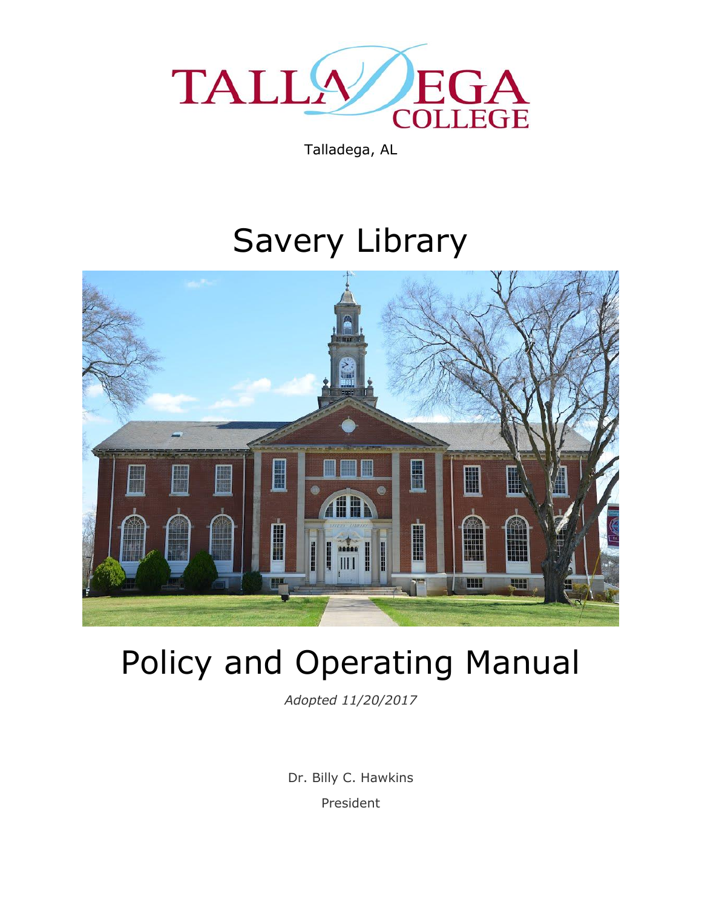TALLADEGA COLLEGE

Talladega, AL

# Savery Library

# Policy and Operating Manual

*Adopted 11/20/2017*

Dr. Billy C. Hawkins

President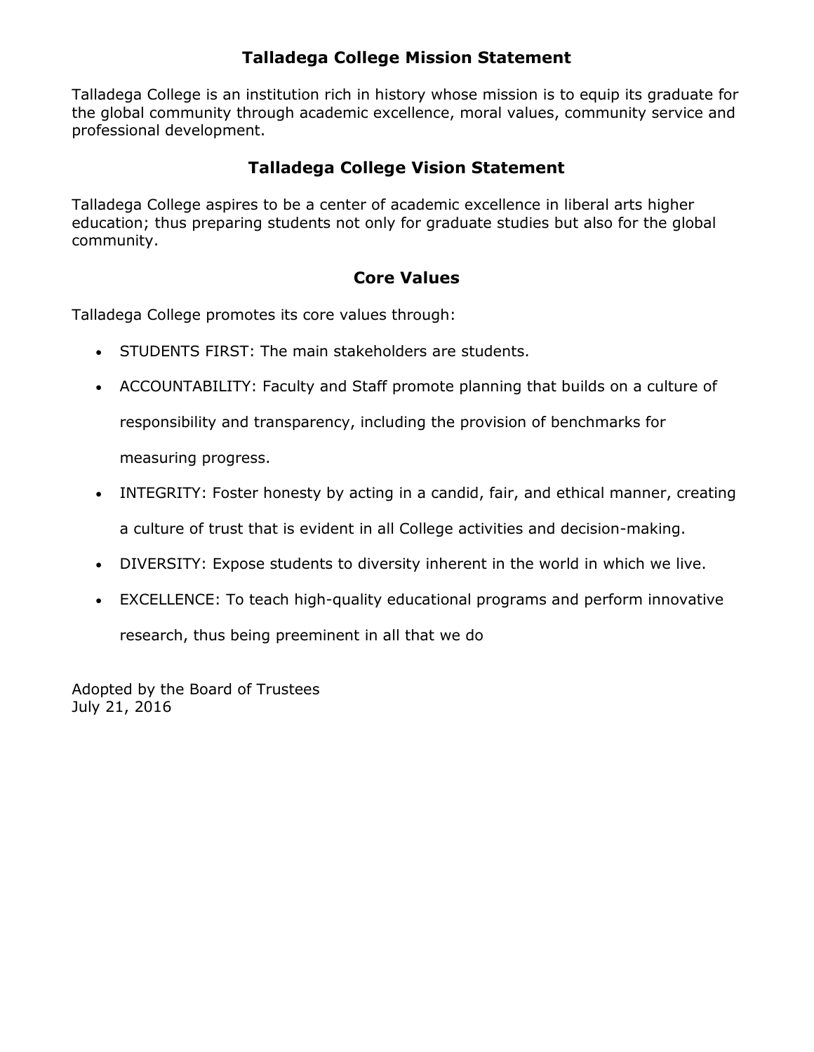## Talladega College Mission Statement

Talladega College is an institution rich in history whose mission is to equip its graduate for the global community through academic excellence, moral values, community service and professional development.

## Talladega College Vision Statement

Talladega College aspires to be a center of academic excellence in liberal arts higher education; thus preparing students not only for graduate studies but also for the global community.

## Core Values

Talladega College promotes its core values through:

- STUDENTS FIRST: The main stakeholders are students.
- ACCOUNTABILITY: Faculty and Staff promote planning that builds on a culture of responsibility and transparency, including the provision of benchmarks for measuring progress.
- INTEGRITY: Foster honesty by acting in a candid, fair, and ethical manner, creating a culture of trust that is evident in all College activities and decision-making.
- DIVERSITY: Expose students to diversity inherent in the world in which we live.
- EXCELLENCE: To teach high-quality educational programs and perform innovative research, thus being preeminent in all that we do

Adopted by the Board of Trustees
July 21, 2016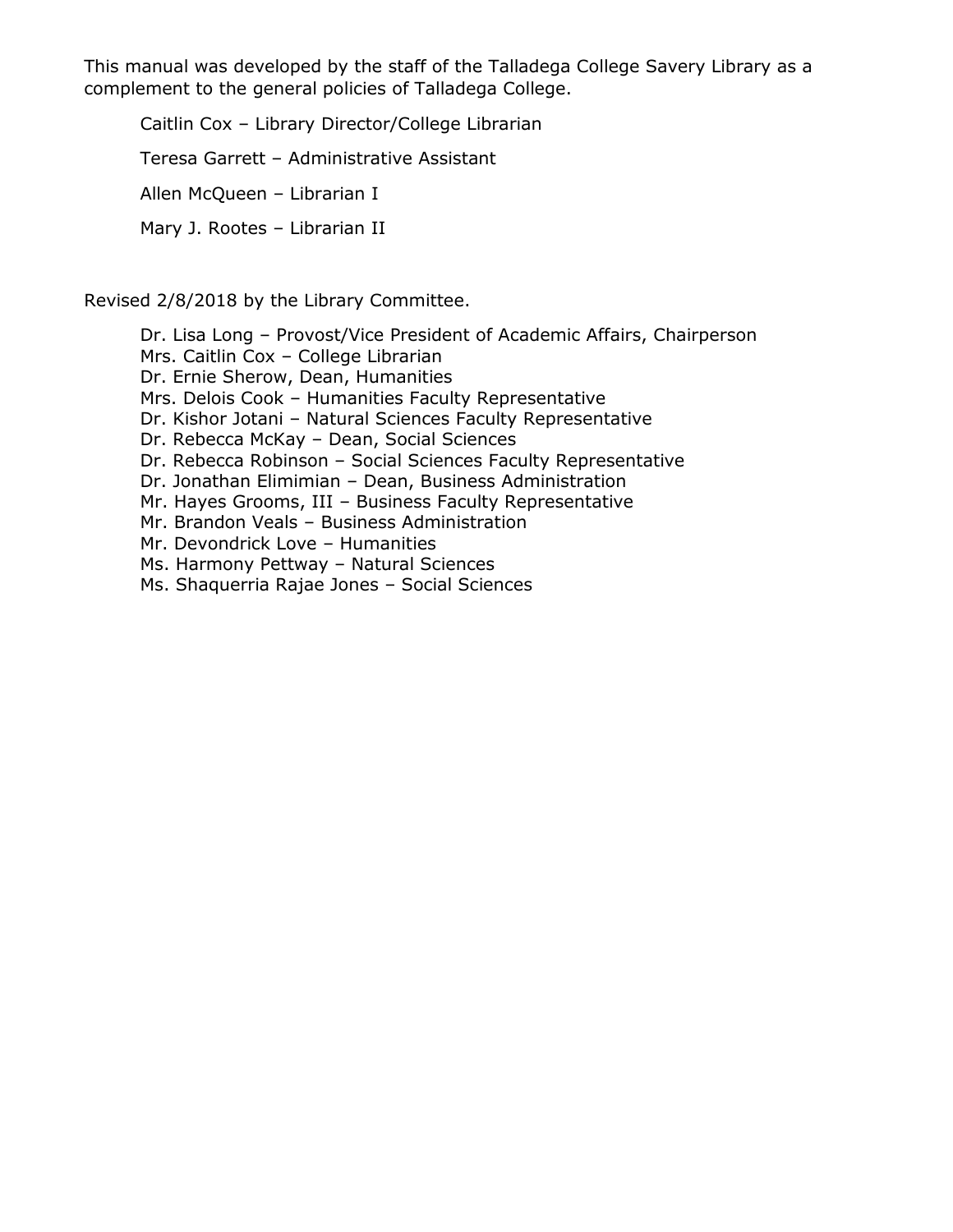This manual was developed by the staff of the Talladega College Savery Library as a complement to the general policies of Talladega College.

Caitlin Cox – Library Director/College Librarian

Teresa Garrett – Administrative Assistant

Allen McQueen – Librarian I

Mary J. Rootes – Librarian II

Revised 2/8/2018 by the Library Committee.

Dr. Lisa Long – Provost/Vice President of Academic Affairs, Chairperson
Mrs. Caitlin Cox – College Librarian
Dr. Ernie Sherow, Dean, Humanities
Mrs. Delois Cook – Humanities Faculty Representative
Dr. Kishor Jotani – Natural Sciences Faculty Representative
Dr. Rebecca McKay – Dean, Social Sciences
Dr. Rebecca Robinson – Social Sciences Faculty Representative
Dr. Jonathan Elimimian – Dean, Business Administration
Mr. Hayes Grooms, III – Business Faculty Representative
Mr. Brandon Veals – Business Administration
Mr. Devondrick Love – Humanities
Ms. Harmony Pettway – Natural Sciences
Ms. Shaquerria Rajae Jones – Social Sciences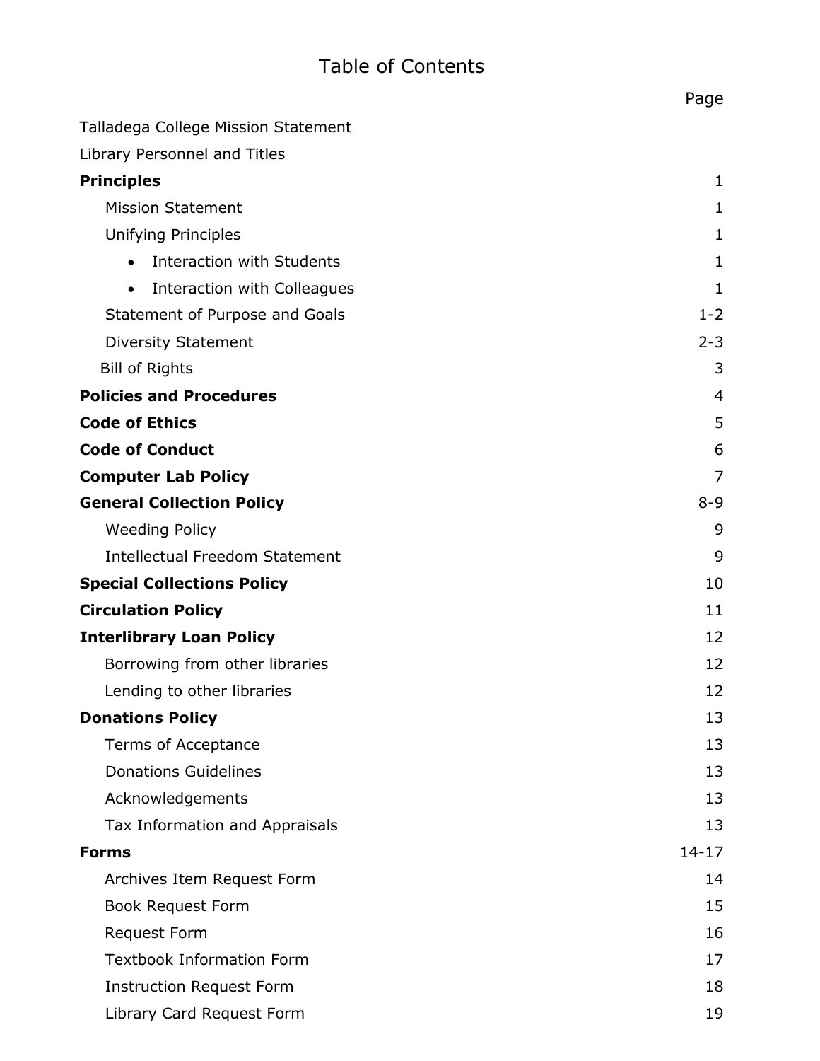# Table of Contents

| | Page |
|---|---|
| Talladega College Mission Statement | |
| Library Personnel and Titles | |
| **Principles** | 1 |
| Mission Statement | 1 |
| Unifying Principles | 1 |
| • Interaction with Students | 1 |
| • Interaction with Colleagues | 1 |
| Statement of Purpose and Goals | 1-2 |
| Diversity Statement | 2-3 |
| Bill of Rights | 3 |
| **Policies and Procedures** | 4 |
| **Code of Ethics** | 5 |
| **Code of Conduct** | 6 |
| **Computer Lab Policy** | 7 |
| **General Collection Policy** | 8-9 |
| Weeding Policy | 9 |
| Intellectual Freedom Statement | 9 |
| **Special Collections Policy** | 10 |
| **Circulation Policy** | 11 |
| **Interlibrary Loan Policy** | 12 |
| Borrowing from other libraries | 12 |
| Lending to other libraries | 12 |
| **Donations Policy** | 13 |
| Terms of Acceptance | 13 |
| Donations Guidelines | 13 |
| Acknowledgements | 13 |
| Tax Information and Appraisals | 13 |
| **Forms** | 14-17 |
| Archives Item Request Form | 14 |
| Book Request Form | 15 |
| Request Form | 16 |
| Textbook Information Form | 17 |
| Instruction Request Form | 18 |
| Library Card Request Form | 19 |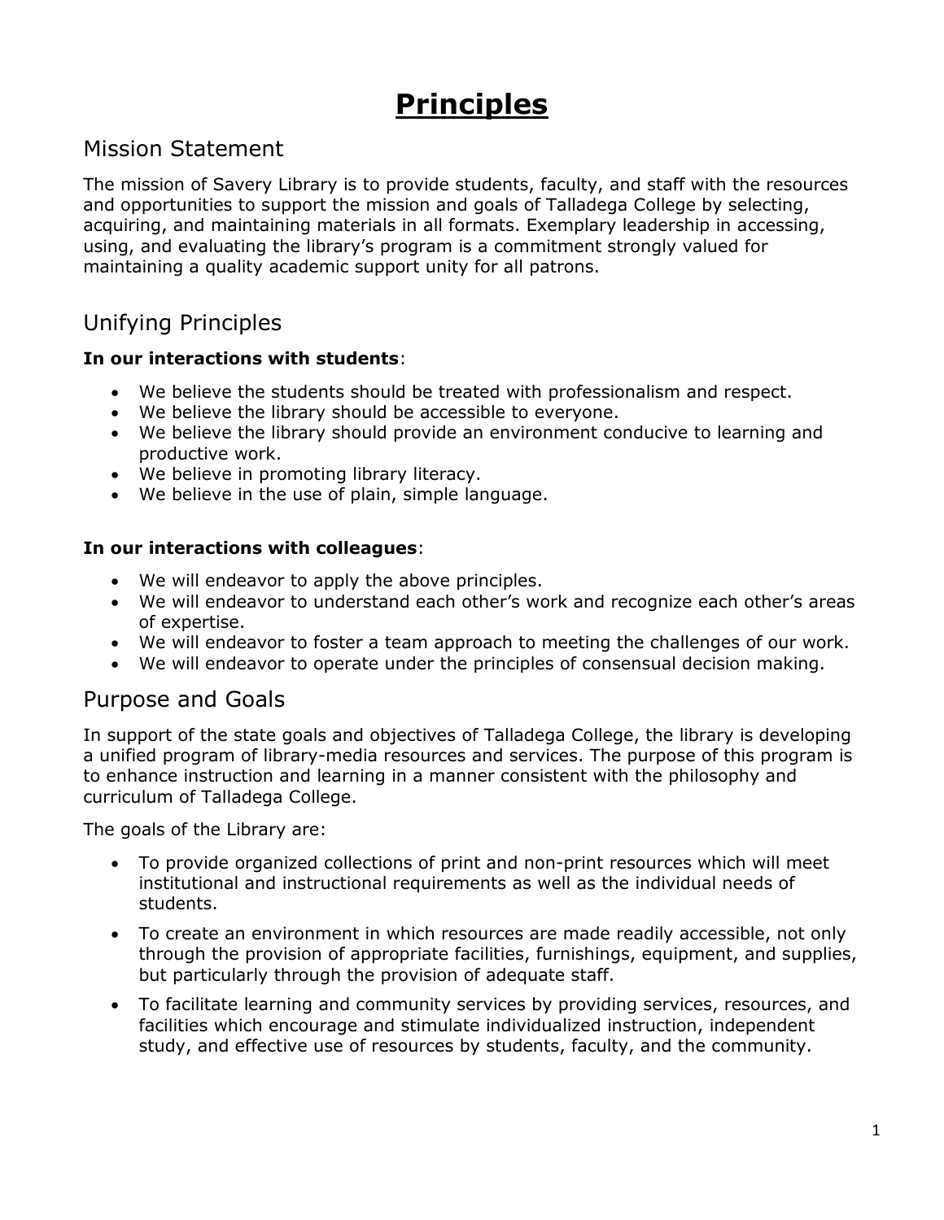# Principles

## Mission Statement

The mission of Savery Library is to provide students, faculty, and staff with the resources and opportunities to support the mission and goals of Talladega College by selecting, acquiring, and maintaining materials in all formats. Exemplary leadership in accessing, using, and evaluating the library's program is a commitment strongly valued for maintaining a quality academic support unity for all patrons.

## Unifying Principles

**In our interactions with students**:

- We believe the students should be treated with professionalism and respect.
- We believe the library should be accessible to everyone.
- We believe the library should provide an environment conducive to learning and productive work.
- We believe in promoting library literacy.
- We believe in the use of plain, simple language.

**In our interactions with colleagues**:

- We will endeavor to apply the above principles.
- We will endeavor to understand each other's work and recognize each other's areas of expertise.
- We will endeavor to foster a team approach to meeting the challenges of our work.
- We will endeavor to operate under the principles of consensual decision making.

## Purpose and Goals

In support of the state goals and objectives of Talladega College, the library is developing a unified program of library-media resources and services. The purpose of this program is to enhance instruction and learning in a manner consistent with the philosophy and curriculum of Talladega College.

The goals of the Library are:

- To provide organized collections of print and non-print resources which will meet institutional and instructional requirements as well as the individual needs of students.
- To create an environment in which resources are made readily accessible, not only through the provision of appropriate facilities, furnishings, equipment, and supplies, but particularly through the provision of adequate staff.
- To facilitate learning and community services by providing services, resources, and facilities which encourage and stimulate individualized instruction, independent study, and effective use of resources by students, faculty, and the community.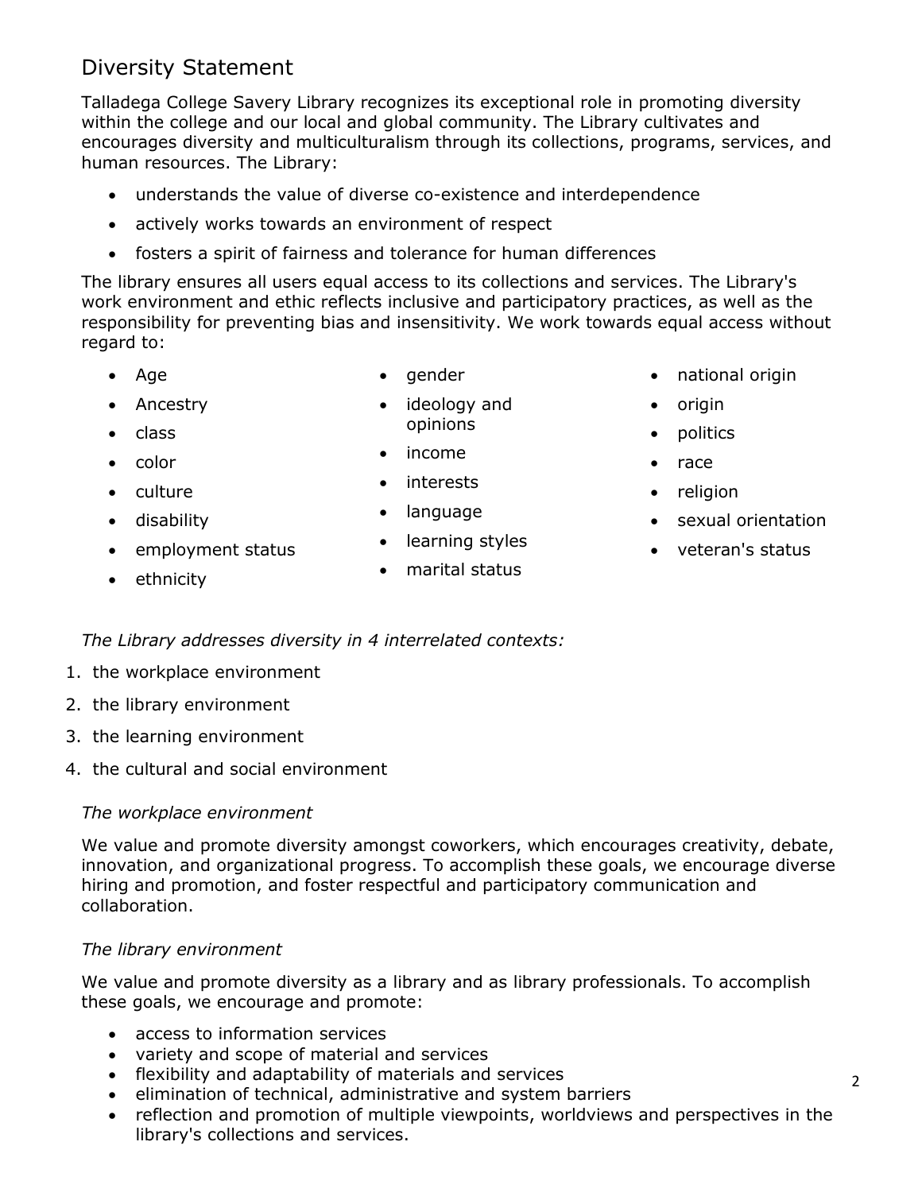## Diversity Statement

Talladega College Savery Library recognizes its exceptional role in promoting diversity within the college and our local and global community. The Library cultivates and encourages diversity and multiculturalism through its collections, programs, services, and human resources. The Library:

- understands the value of diverse co-existence and interdependence
- actively works towards an environment of respect
- fosters a spirit of fairness and tolerance for human differences

The library ensures all users equal access to its collections and services. The Library's work environment and ethic reflects inclusive and participatory practices, as well as the responsibility for preventing bias and insensitivity. We work towards equal access without regard to:

- Age
- Ancestry
- class
- color
- culture
- disability
- employment status
- ethnicity
- gender
- ideology and opinions
- income
- interests
- language
- learning styles
- marital status
- national origin
- origin
- politics
- race
- religion
- sexual orientation
- veteran's status

*The Library addresses diversity in 4 interrelated contexts:*

1. the workplace environment
2. the library environment
3. the learning environment
4. the cultural and social environment

*The workplace environment*

We value and promote diversity amongst coworkers, which encourages creativity, debate, innovation, and organizational progress. To accomplish these goals, we encourage diverse hiring and promotion, and foster respectful and participatory communication and collaboration.

*The library environment*

We value and promote diversity as a library and as library professionals. To accomplish these goals, we encourage and promote:

- access to information services
- variety and scope of material and services
- flexibility and adaptability of materials and services
- elimination of technical, administrative and system barriers
- reflection and promotion of multiple viewpoints, worldviews and perspectives in the library's collections and services.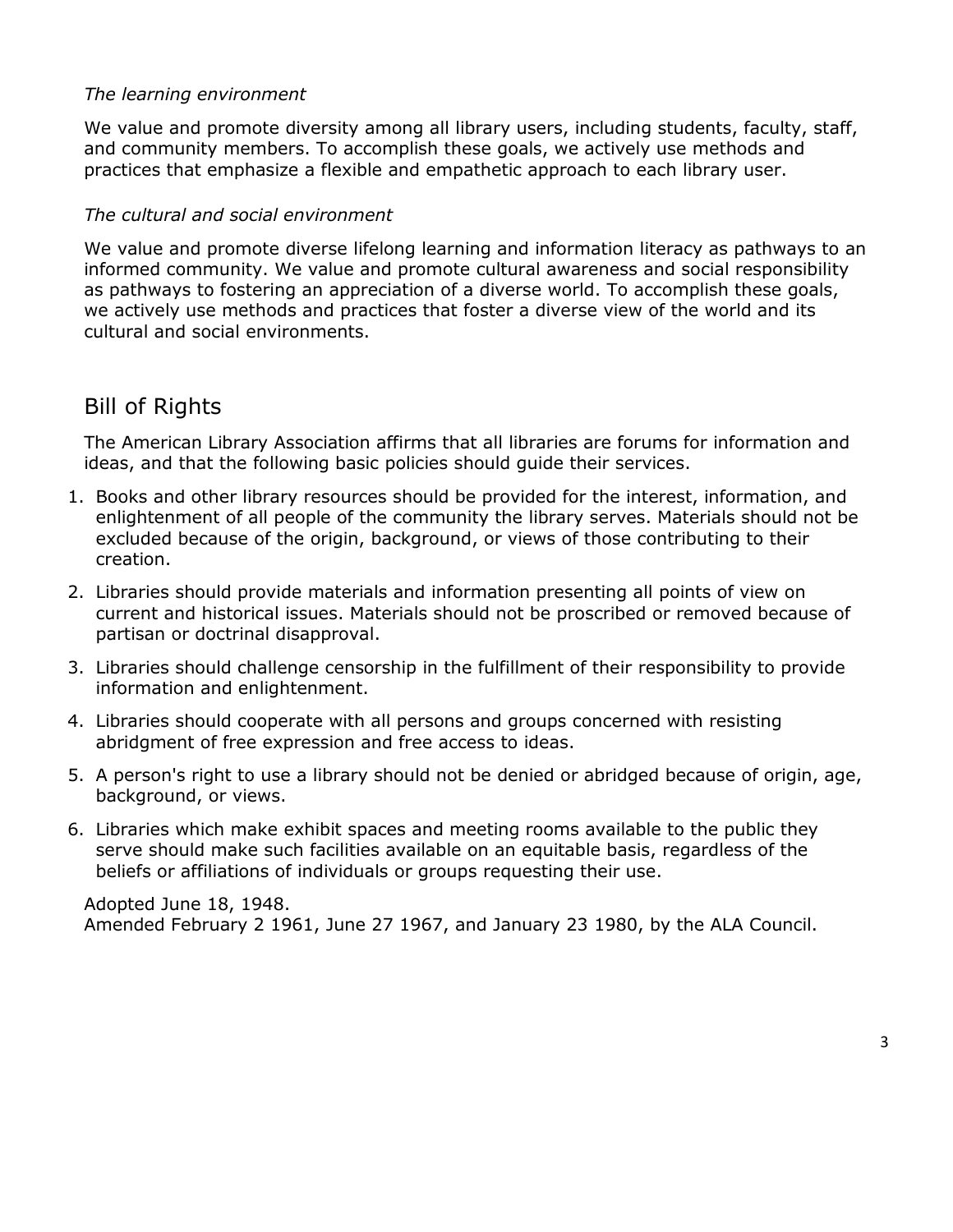*The learning environment*

We value and promote diversity among all library users, including students, faculty, staff, and community members. To accomplish these goals, we actively use methods and practices that emphasize a flexible and empathetic approach to each library user.

*The cultural and social environment*

We value and promote diverse lifelong learning and information literacy as pathways to an informed community. We value and promote cultural awareness and social responsibility as pathways to fostering an appreciation of a diverse world. To accomplish these goals, we actively use methods and practices that foster a diverse view of the world and its cultural and social environments.

## Bill of Rights

The American Library Association affirms that all libraries are forums for information and ideas, and that the following basic policies should guide their services.

1. Books and other library resources should be provided for the interest, information, and enlightenment of all people of the community the library serves. Materials should not be excluded because of the origin, background, or views of those contributing to their creation.
2. Libraries should provide materials and information presenting all points of view on current and historical issues. Materials should not be proscribed or removed because of partisan or doctrinal disapproval.
3. Libraries should challenge censorship in the fulfillment of their responsibility to provide information and enlightenment.
4. Libraries should cooperate with all persons and groups concerned with resisting abridgment of free expression and free access to ideas.
5. A person's right to use a library should not be denied or abridged because of origin, age, background, or views.
6. Libraries which make exhibit spaces and meeting rooms available to the public they serve should make such facilities available on an equitable basis, regardless of the beliefs or affiliations of individuals or groups requesting their use.

Adopted June 18, 1948.
Amended February 2 1961, June 27 1967, and January 23 1980, by the ALA Council.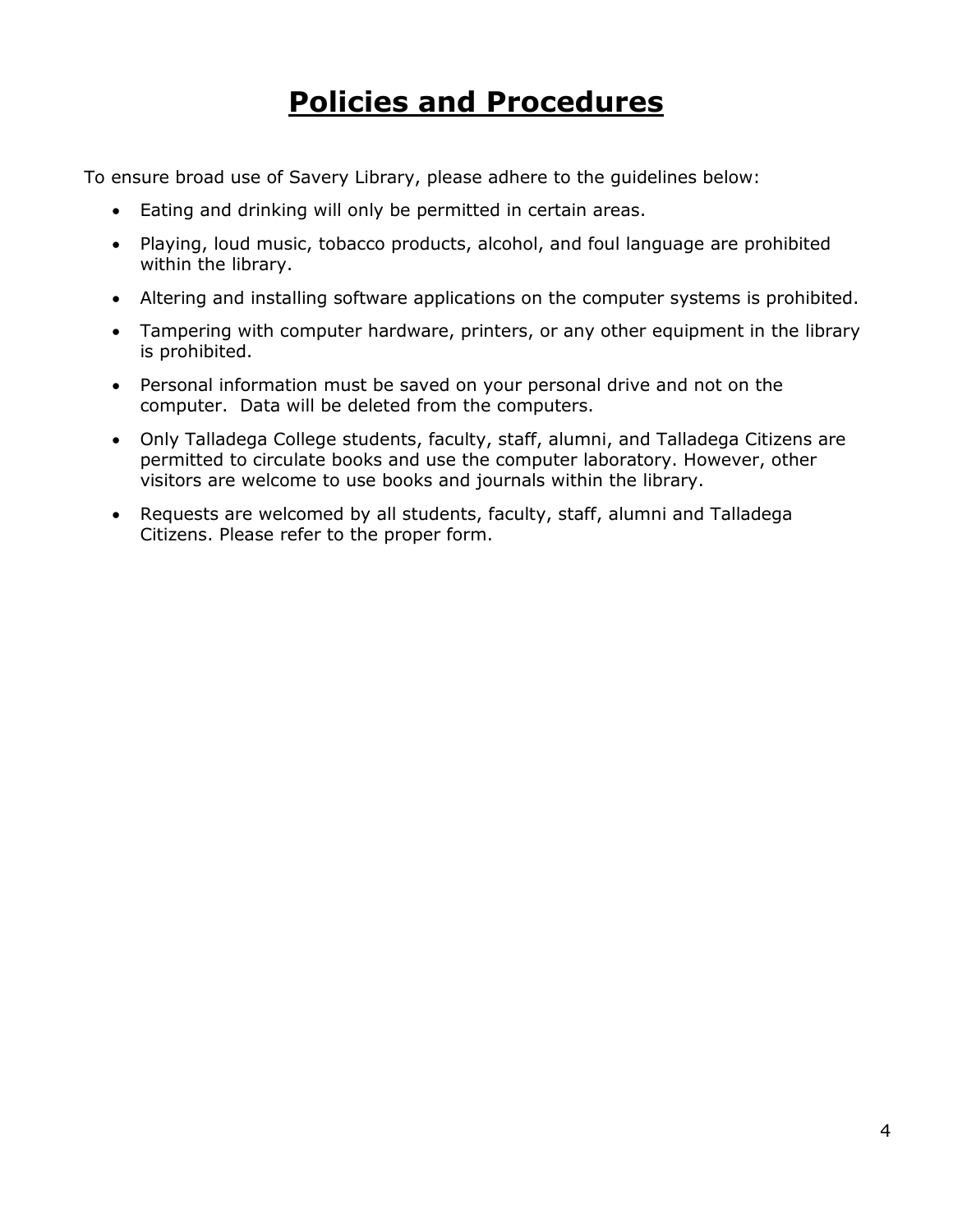# Policies and Procedures

To ensure broad use of Savery Library, please adhere to the guidelines below:

- Eating and drinking will only be permitted in certain areas.
- Playing, loud music, tobacco products, alcohol, and foul language are prohibited within the library.
- Altering and installing software applications on the computer systems is prohibited.
- Tampering with computer hardware, printers, or any other equipment in the library is prohibited.
- Personal information must be saved on your personal drive and not on the computer. Data will be deleted from the computers.
- Only Talladega College students, faculty, staff, alumni, and Talladega Citizens are permitted to circulate books and use the computer laboratory. However, other visitors are welcome to use books and journals within the library.
- Requests are welcomed by all students, faculty, staff, alumni and Talladega Citizens. Please refer to the proper form.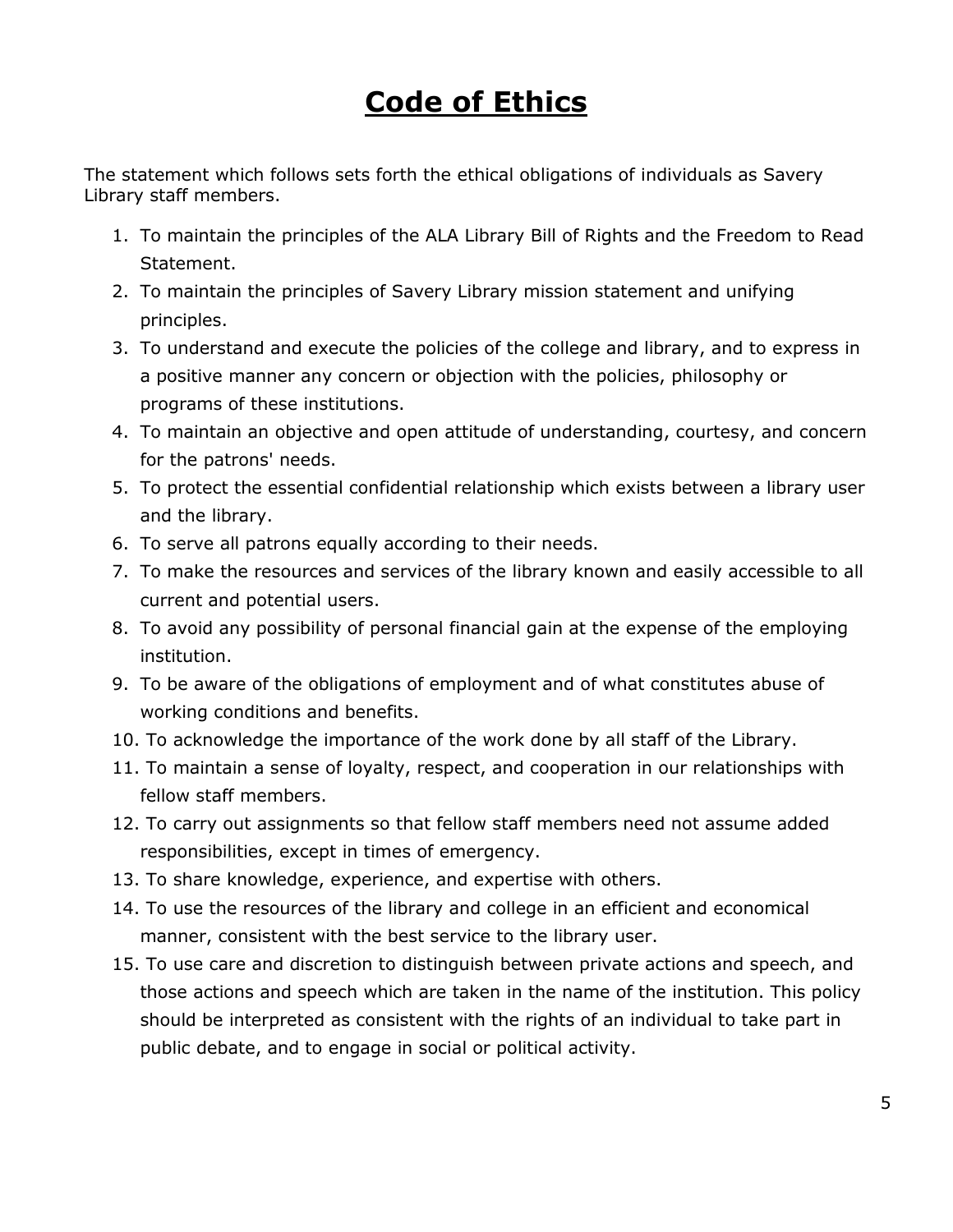# Code of Ethics

The statement which follows sets forth the ethical obligations of individuals as Savery Library staff members.

1. To maintain the principles of the ALA Library Bill of Rights and the Freedom to Read Statement.
2. To maintain the principles of Savery Library mission statement and unifying principles.
3. To understand and execute the policies of the college and library, and to express in a positive manner any concern or objection with the policies, philosophy or programs of these institutions.
4. To maintain an objective and open attitude of understanding, courtesy, and concern for the patrons' needs.
5. To protect the essential confidential relationship which exists between a library user and the library.
6. To serve all patrons equally according to their needs.
7. To make the resources and services of the library known and easily accessible to all current and potential users.
8. To avoid any possibility of personal financial gain at the expense of the employing institution.
9. To be aware of the obligations of employment and of what constitutes abuse of working conditions and benefits.
10. To acknowledge the importance of the work done by all staff of the Library.
11. To maintain a sense of loyalty, respect, and cooperation in our relationships with fellow staff members.
12. To carry out assignments so that fellow staff members need not assume added responsibilities, except in times of emergency.
13. To share knowledge, experience, and expertise with others.
14. To use the resources of the library and college in an efficient and economical manner, consistent with the best service to the library user.
15. To use care and discretion to distinguish between private actions and speech, and those actions and speech which are taken in the name of the institution. This policy should be interpreted as consistent with the rights of an individual to take part in public debate, and to engage in social or political activity.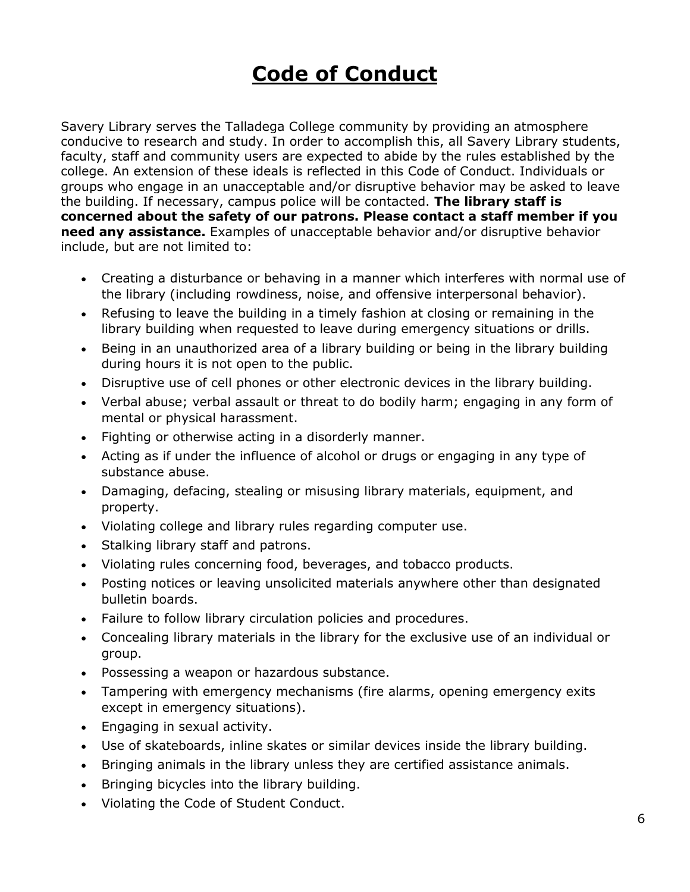# Code of Conduct

Savery Library serves the Talladega College community by providing an atmosphere conducive to research and study. In order to accomplish this, all Savery Library students, faculty, staff and community users are expected to abide by the rules established by the college. An extension of these ideals is reflected in this Code of Conduct. Individuals or groups who engage in an unacceptable and/or disruptive behavior may be asked to leave the building. If necessary, campus police will be contacted. **The library staff is concerned about the safety of our patrons. Please contact a staff member if you need any assistance.** Examples of unacceptable behavior and/or disruptive behavior include, but are not limited to:

- Creating a disturbance or behaving in a manner which interferes with normal use of the library (including rowdiness, noise, and offensive interpersonal behavior).
- Refusing to leave the building in a timely fashion at closing or remaining in the library building when requested to leave during emergency situations or drills.
- Being in an unauthorized area of a library building or being in the library building during hours it is not open to the public.
- Disruptive use of cell phones or other electronic devices in the library building.
- Verbal abuse; verbal assault or threat to do bodily harm; engaging in any form of mental or physical harassment.
- Fighting or otherwise acting in a disorderly manner.
- Acting as if under the influence of alcohol or drugs or engaging in any type of substance abuse.
- Damaging, defacing, stealing or misusing library materials, equipment, and property.
- Violating college and library rules regarding computer use.
- Stalking library staff and patrons.
- Violating rules concerning food, beverages, and tobacco products.
- Posting notices or leaving unsolicited materials anywhere other than designated bulletin boards.
- Failure to follow library circulation policies and procedures.
- Concealing library materials in the library for the exclusive use of an individual or group.
- Possessing a weapon or hazardous substance.
- Tampering with emergency mechanisms (fire alarms, opening emergency exits except in emergency situations).
- Engaging in sexual activity.
- Use of skateboards, inline skates or similar devices inside the library building.
- Bringing animals in the library unless they are certified assistance animals.
- Bringing bicycles into the library building.
- Violating the Code of Student Conduct.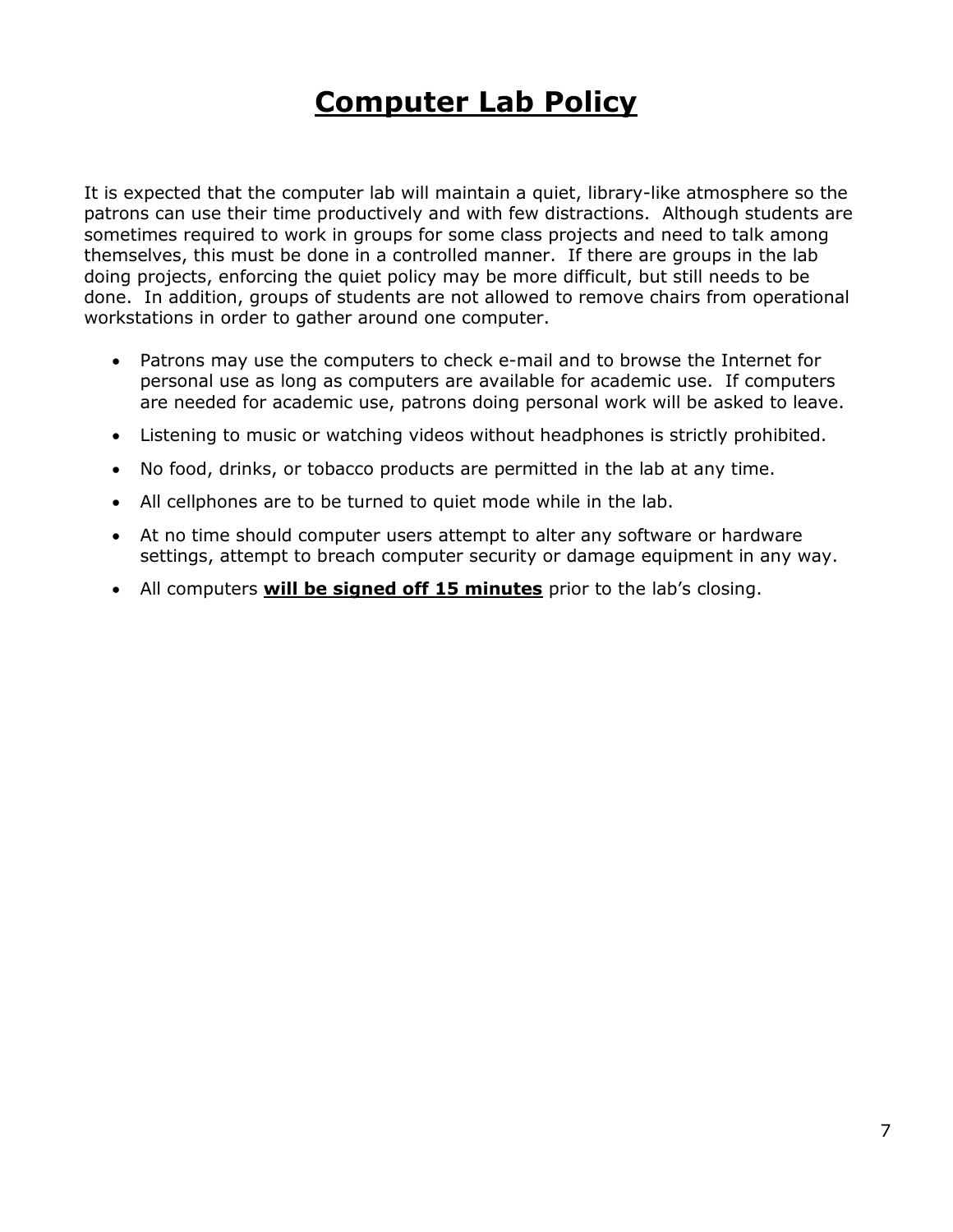# Computer Lab Policy

It is expected that the computer lab will maintain a quiet, library-like atmosphere so the patrons can use their time productively and with few distractions. Although students are sometimes required to work in groups for some class projects and need to talk among themselves, this must be done in a controlled manner. If there are groups in the lab doing projects, enforcing the quiet policy may be more difficult, but still needs to be done. In addition, groups of students are not allowed to remove chairs from operational workstations in order to gather around one computer.

- Patrons may use the computers to check e-mail and to browse the Internet for personal use as long as computers are available for academic use. If computers are needed for academic use, patrons doing personal work will be asked to leave.
- Listening to music or watching videos without headphones is strictly prohibited.
- No food, drinks, or tobacco products are permitted in the lab at any time.
- All cellphones are to be turned to quiet mode while in the lab.
- At no time should computer users attempt to alter any software or hardware settings, attempt to breach computer security or damage equipment in any way.
- All computers **will be signed off 15 minutes** prior to the lab's closing.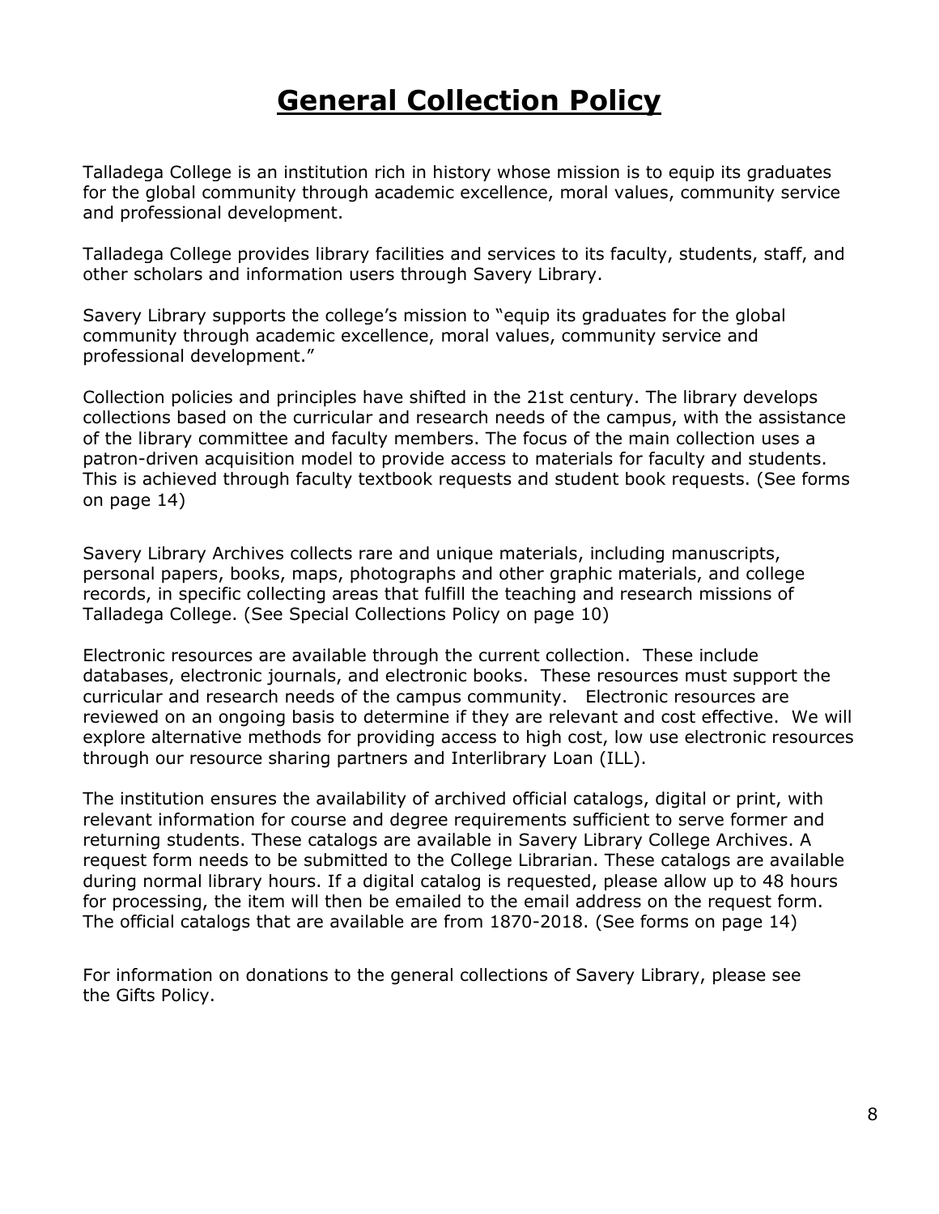# General Collection Policy

Talladega College is an institution rich in history whose mission is to equip its graduates for the global community through academic excellence, moral values, community service and professional development.

Talladega College provides library facilities and services to its faculty, students, staff, and other scholars and information users through Savery Library.

Savery Library supports the college's mission to "equip its graduates for the global community through academic excellence, moral values, community service and professional development."

Collection policies and principles have shifted in the 21st century. The library develops collections based on the curricular and research needs of the campus, with the assistance of the library committee and faculty members. The focus of the main collection uses a patron-driven acquisition model to provide access to materials for faculty and students. This is achieved through faculty textbook requests and student book requests. (See forms on page 14)

Savery Library Archives collects rare and unique materials, including manuscripts, personal papers, books, maps, photographs and other graphic materials, and college records, in specific collecting areas that fulfill the teaching and research missions of Talladega College. (See Special Collections Policy on page 10)

Electronic resources are available through the current collection. These include databases, electronic journals, and electronic books. These resources must support the curricular and research needs of the campus community. Electronic resources are reviewed on an ongoing basis to determine if they are relevant and cost effective. We will explore alternative methods for providing access to high cost, low use electronic resources through our resource sharing partners and Interlibrary Loan (ILL).

The institution ensures the availability of archived official catalogs, digital or print, with relevant information for course and degree requirements sufficient to serve former and returning students. These catalogs are available in Savery Library College Archives. A request form needs to be submitted to the College Librarian. These catalogs are available during normal library hours. If a digital catalog is requested, please allow up to 48 hours for processing, the item will then be emailed to the email address on the request form. The official catalogs that are available are from 1870-2018. (See forms on page 14)

For information on donations to the general collections of Savery Library, please see the Gifts Policy.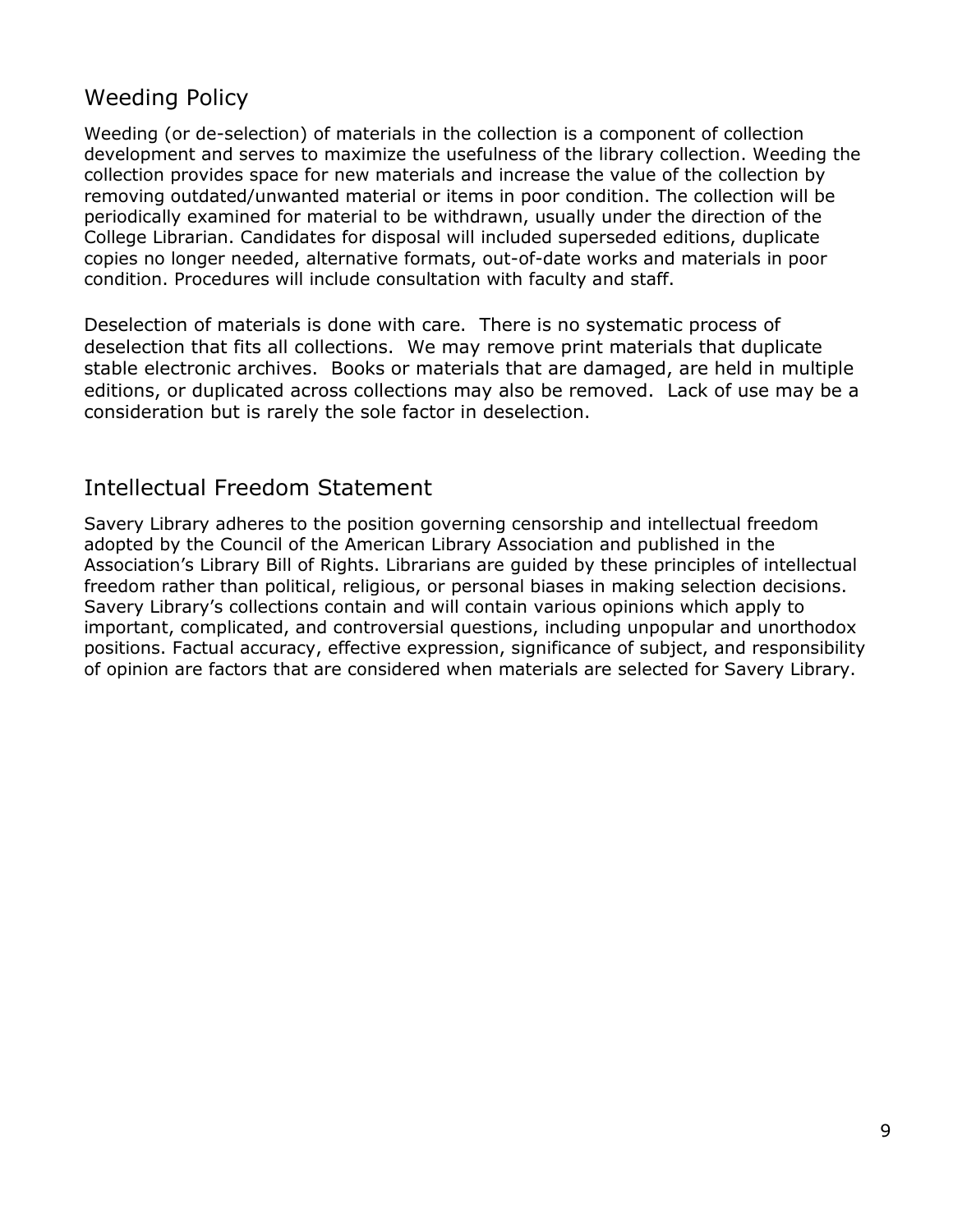## Weeding Policy

Weeding (or de-selection) of materials in the collection is a component of collection development and serves to maximize the usefulness of the library collection. Weeding the collection provides space for new materials and increase the value of the collection by removing outdated/unwanted material or items in poor condition. The collection will be periodically examined for material to be withdrawn, usually under the direction of the College Librarian. Candidates for disposal will included superseded editions, duplicate copies no longer needed, alternative formats, out-of-date works and materials in poor condition. Procedures will include consultation with faculty and staff.

Deselection of materials is done with care. There is no systematic process of deselection that fits all collections. We may remove print materials that duplicate stable electronic archives. Books or materials that are damaged, are held in multiple editions, or duplicated across collections may also be removed. Lack of use may be a consideration but is rarely the sole factor in deselection.

## Intellectual Freedom Statement

Savery Library adheres to the position governing censorship and intellectual freedom adopted by the Council of the American Library Association and published in the Association's Library Bill of Rights. Librarians are guided by these principles of intellectual freedom rather than political, religious, or personal biases in making selection decisions. Savery Library's collections contain and will contain various opinions which apply to important, complicated, and controversial questions, including unpopular and unorthodox positions. Factual accuracy, effective expression, significance of subject, and responsibility of opinion are factors that are considered when materials are selected for Savery Library.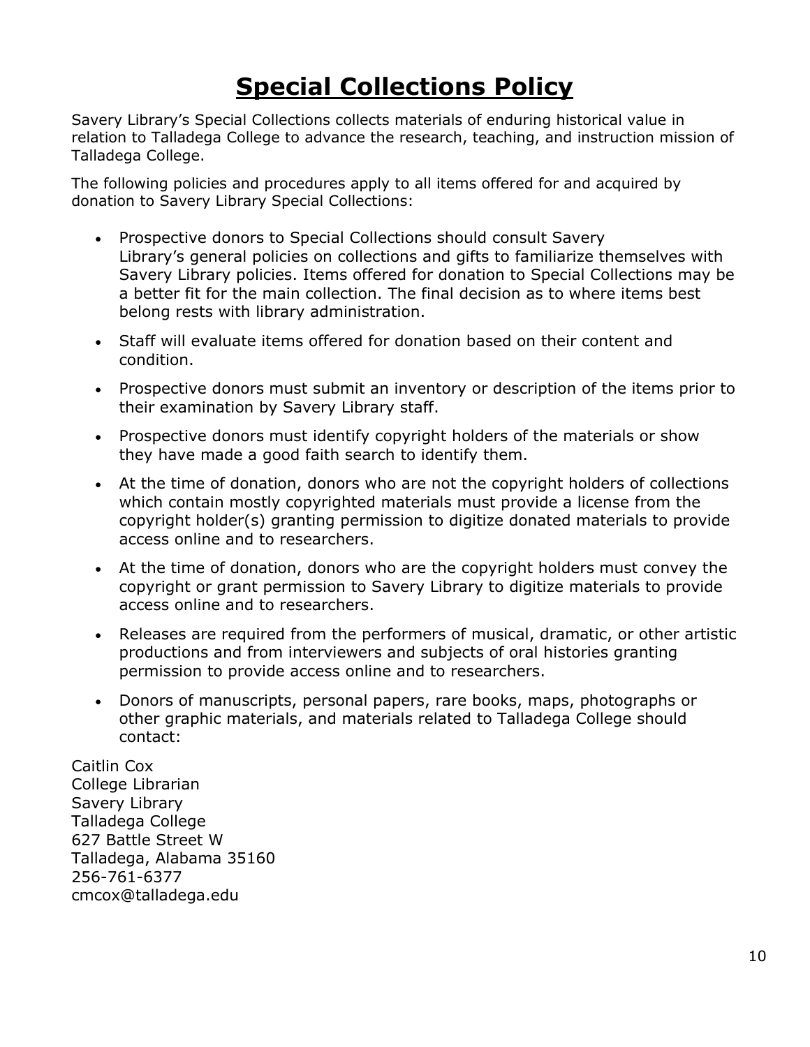# Special Collections Policy

Savery Library's Special Collections collects materials of enduring historical value in relation to Talladega College to advance the research, teaching, and instruction mission of Talladega College.

The following policies and procedures apply to all items offered for and acquired by donation to Savery Library Special Collections:

- Prospective donors to Special Collections should consult Savery Library's general policies on collections and gifts to familiarize themselves with Savery Library policies. Items offered for donation to Special Collections may be a better fit for the main collection. The final decision as to where items best belong rests with library administration.
- Staff will evaluate items offered for donation based on their content and condition.
- Prospective donors must submit an inventory or description of the items prior to their examination by Savery Library staff.
- Prospective donors must identify copyright holders of the materials or show they have made a good faith search to identify them.
- At the time of donation, donors who are not the copyright holders of collections which contain mostly copyrighted materials must provide a license from the copyright holder(s) granting permission to digitize donated materials to provide access online and to researchers.
- At the time of donation, donors who are the copyright holders must convey the copyright or grant permission to Savery Library to digitize materials to provide access online and to researchers.
- Releases are required from the performers of musical, dramatic, or other artistic productions and from interviewers and subjects of oral histories granting permission to provide access online and to researchers.
- Donors of manuscripts, personal papers, rare books, maps, photographs or other graphic materials, and materials related to Talladega College should contact:

Caitlin Cox
College Librarian
Savery Library
Talladega College
627 Battle Street W
Talladega, Alabama 35160
256-761-6377
cmcox@talladega.edu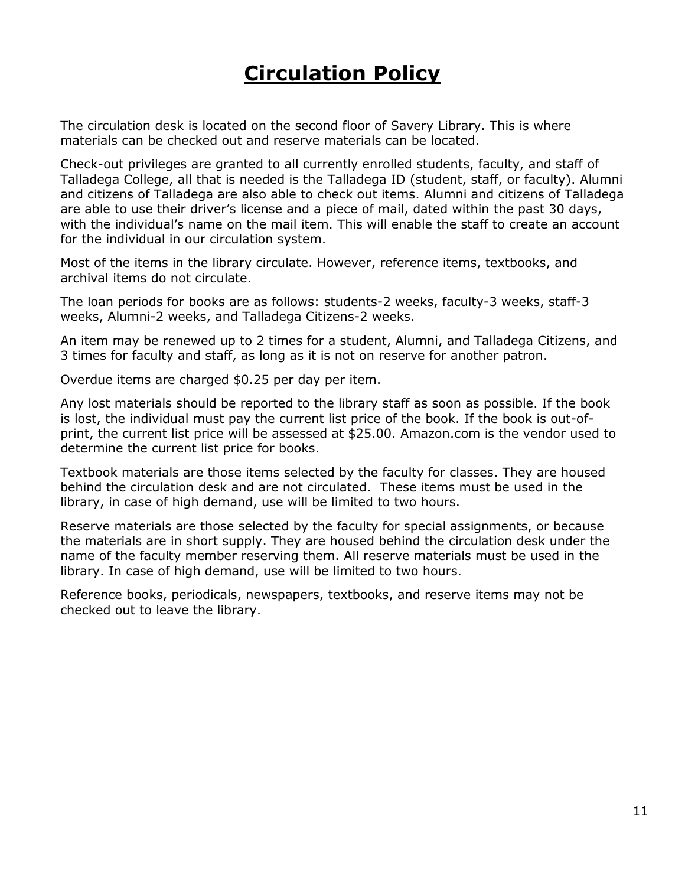# Circulation Policy

The circulation desk is located on the second floor of Savery Library. This is where materials can be checked out and reserve materials can be located.

Check-out privileges are granted to all currently enrolled students, faculty, and staff of Talladega College, all that is needed is the Talladega ID (student, staff, or faculty). Alumni and citizens of Talladega are also able to check out items. Alumni and citizens of Talladega are able to use their driver's license and a piece of mail, dated within the past 30 days, with the individual's name on the mail item. This will enable the staff to create an account for the individual in our circulation system.

Most of the items in the library circulate. However, reference items, textbooks, and archival items do not circulate.

The loan periods for books are as follows: students-2 weeks, faculty-3 weeks, staff-3 weeks, Alumni-2 weeks, and Talladega Citizens-2 weeks.

An item may be renewed up to 2 times for a student, Alumni, and Talladega Citizens, and 3 times for faculty and staff, as long as it is not on reserve for another patron.

Overdue items are charged $0.25 per day per item.

Any lost materials should be reported to the library staff as soon as possible. If the book is lost, the individual must pay the current list price of the book. If the book is out-of-print, the current list price will be assessed at $25.00. Amazon.com is the vendor used to determine the current list price for books.

Textbook materials are those items selected by the faculty for classes. They are housed behind the circulation desk and are not circulated. These items must be used in the library, in case of high demand, use will be limited to two hours.

Reserve materials are those selected by the faculty for special assignments, or because the materials are in short supply. They are housed behind the circulation desk under the name of the faculty member reserving them. All reserve materials must be used in the library. In case of high demand, use will be limited to two hours.

Reference books, periodicals, newspapers, textbooks, and reserve items may not be checked out to leave the library.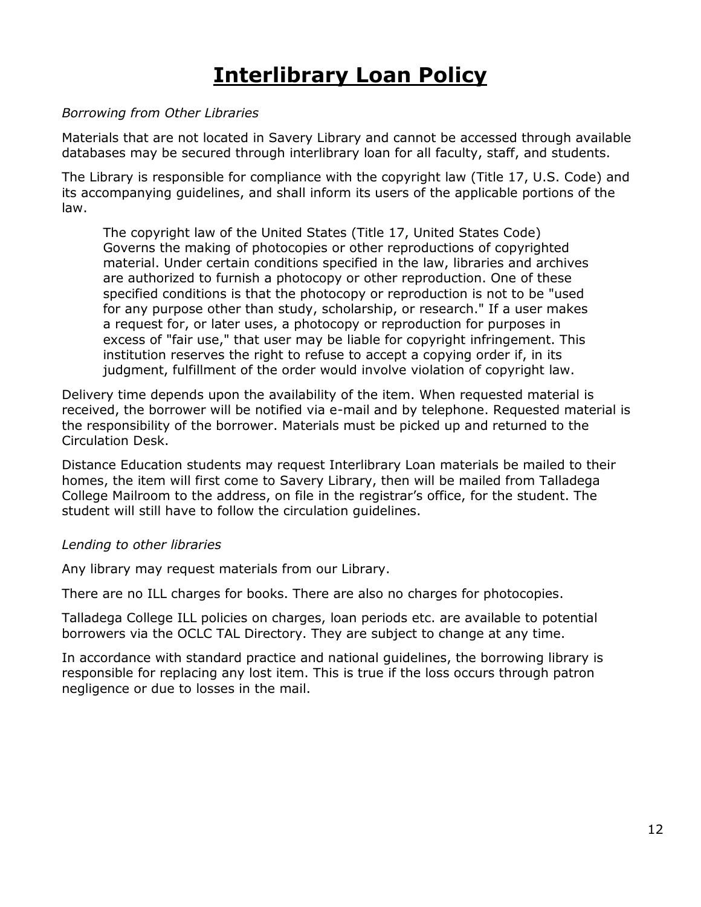# Interlibrary Loan Policy

*Borrowing from Other Libraries*

Materials that are not located in Savery Library and cannot be accessed through available databases may be secured through interlibrary loan for all faculty, staff, and students.

The Library is responsible for compliance with the copyright law (Title 17, U.S. Code) and its accompanying guidelines, and shall inform its users of the applicable portions of the law.

> The copyright law of the United States (Title 17, United States Code) Governs the making of photocopies or other reproductions of copyrighted material. Under certain conditions specified in the law, libraries and archives are authorized to furnish a photocopy or other reproduction. One of these specified conditions is that the photocopy or reproduction is not to be "used for any purpose other than study, scholarship, or research." If a user makes a request for, or later uses, a photocopy or reproduction for purposes in excess of "fair use," that user may be liable for copyright infringement. This institution reserves the right to refuse to accept a copying order if, in its judgment, fulfillment of the order would involve violation of copyright law.

Delivery time depends upon the availability of the item. When requested material is received, the borrower will be notified via e-mail and by telephone. Requested material is the responsibility of the borrower. Materials must be picked up and returned to the Circulation Desk.

Distance Education students may request Interlibrary Loan materials be mailed to their homes, the item will first come to Savery Library, then will be mailed from Talladega College Mailroom to the address, on file in the registrar's office, for the student. The student will still have to follow the circulation guidelines.

*Lending to other libraries*

Any library may request materials from our Library.

There are no ILL charges for books. There are also no charges for photocopies.

Talladega College ILL policies on charges, loan periods etc. are available to potential borrowers via the OCLC TAL Directory. They are subject to change at any time.

In accordance with standard practice and national guidelines, the borrowing library is responsible for replacing any lost item. This is true if the loss occurs through patron negligence or due to losses in the mail.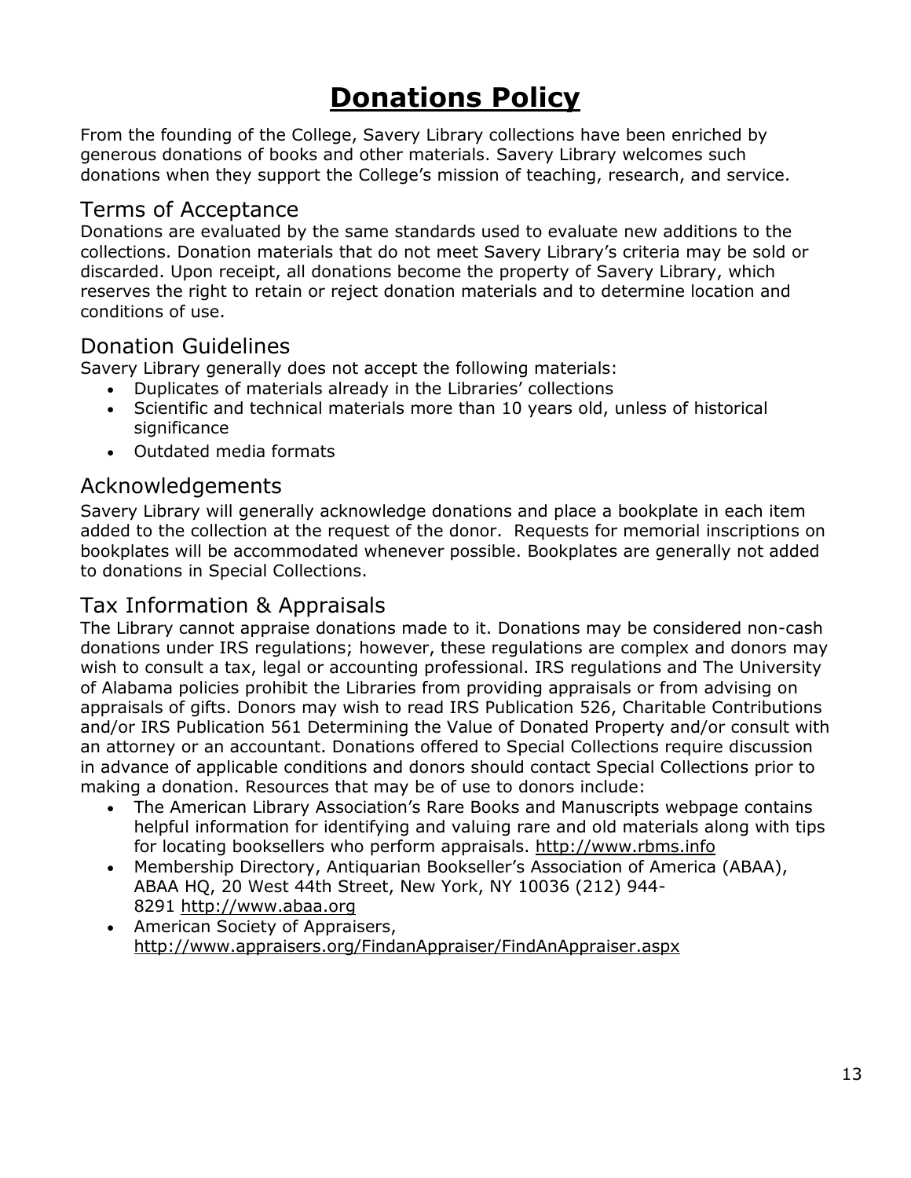# Donations Policy

From the founding of the College, Savery Library collections have been enriched by generous donations of books and other materials. Savery Library welcomes such donations when they support the College's mission of teaching, research, and service.

## Terms of Acceptance

Donations are evaluated by the same standards used to evaluate new additions to the collections. Donation materials that do not meet Savery Library's criteria may be sold or discarded. Upon receipt, all donations become the property of Savery Library, which reserves the right to retain or reject donation materials and to determine location and conditions of use.

## Donation Guidelines

Savery Library generally does not accept the following materials:

- Duplicates of materials already in the Libraries' collections
- Scientific and technical materials more than 10 years old, unless of historical significance
- Outdated media formats

## Acknowledgements

Savery Library will generally acknowledge donations and place a bookplate in each item added to the collection at the request of the donor. Requests for memorial inscriptions on bookplates will be accommodated whenever possible. Bookplates are generally not added to donations in Special Collections.

## Tax Information & Appraisals

The Library cannot appraise donations made to it. Donations may be considered non-cash donations under IRS regulations; however, these regulations are complex and donors may wish to consult a tax, legal or accounting professional. IRS regulations and The University of Alabama policies prohibit the Libraries from providing appraisals or from advising on appraisals of gifts. Donors may wish to read IRS Publication 526, Charitable Contributions and/or IRS Publication 561 Determining the Value of Donated Property and/or consult with an attorney or an accountant. Donations offered to Special Collections require discussion in advance of applicable conditions and donors should contact Special Collections prior to making a donation. Resources that may be of use to donors include:

- The American Library Association's Rare Books and Manuscripts webpage contains helpful information for identifying and valuing rare and old materials along with tips for locating booksellers who perform appraisals. http://www.rbms.info
- Membership Directory, Antiquarian Bookseller's Association of America (ABAA), ABAA HQ, 20 West 44th Street, New York, NY 10036 (212) 944-8291 http://www.abaa.org
- American Society of Appraisers, http://www.appraisers.org/FindanAppraiser/FindAnAppraiser.aspx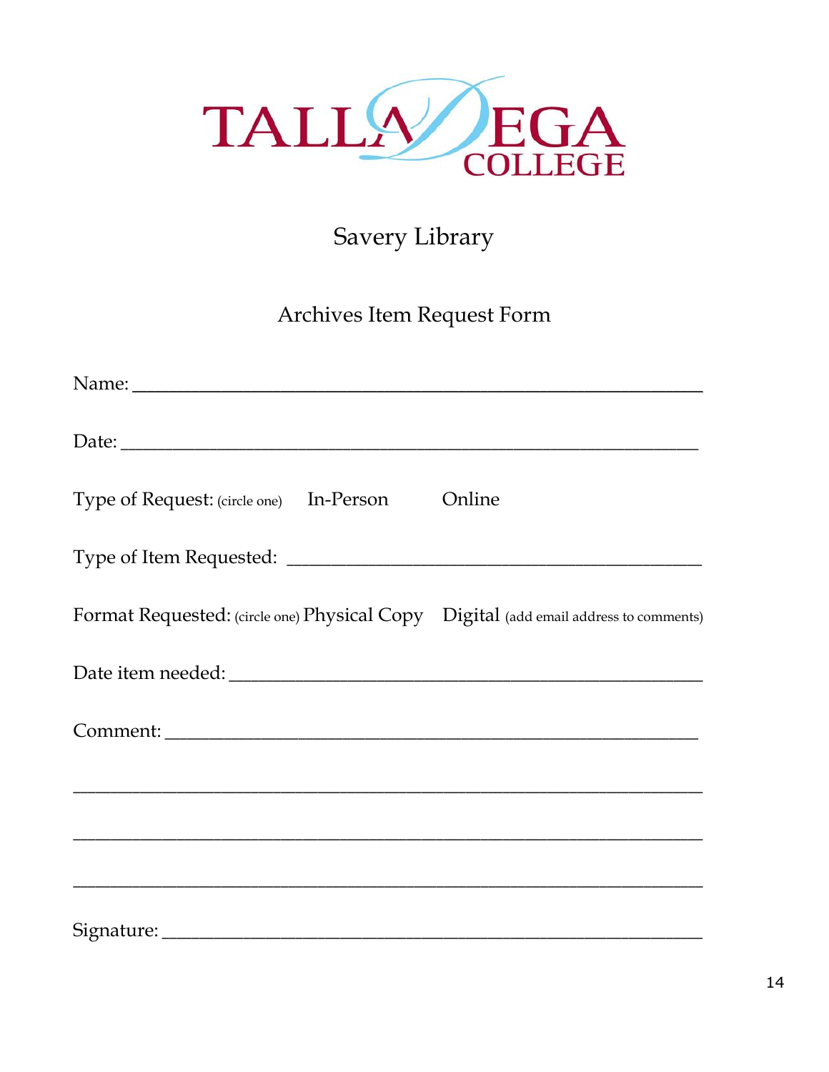TALLADEGA COLLEGE

# Savery Library

## Archives Item Request Form

Name: ______________________________________________________

Date: _______________________________________________________

Type of Request: (circle one) In-Person Online

Type of Item Requested: _________________________________________

Format Requested: (circle one) Physical Copy Digital (add email address to comments)

Date item needed: ________________________________________________

Comment: ____________________________________________________

______________________________________________________________

______________________________________________________________

______________________________________________________________

Signature: ____________________________________________________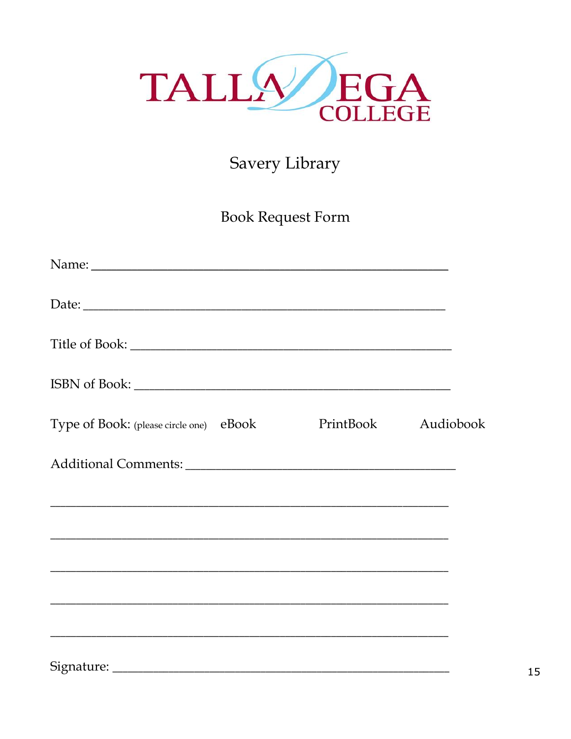TALLADEGA COLLEGE

# Savery Library

## Book Request Form

Name: ____________________________________________________

Date: ____________________________________________________

Title of Book: _____________________________________________

ISBN of Book: _____________________________________________

Type of Book: (please circle one) eBook PrintBook Audiobook

Additional Comments: _______________________________________

___________________________________________________________

___________________________________________________________

___________________________________________________________

___________________________________________________________

___________________________________________________________

Signature: _________________________________________________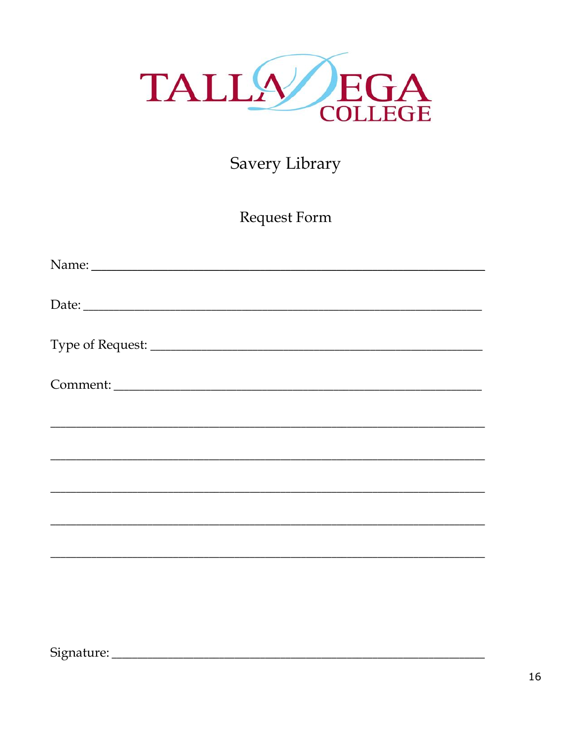TALLADEGA COLLEGE

# Savery Library

## Request Form

Name: ___________________________________________________________

Date: ____________________________________________________________

Type of Request: __________________________________________________

Comment: ________________________________________________________

_________________________________________________________________

_________________________________________________________________

_________________________________________________________________

_________________________________________________________________

_________________________________________________________________

Signature: _______________________________________________________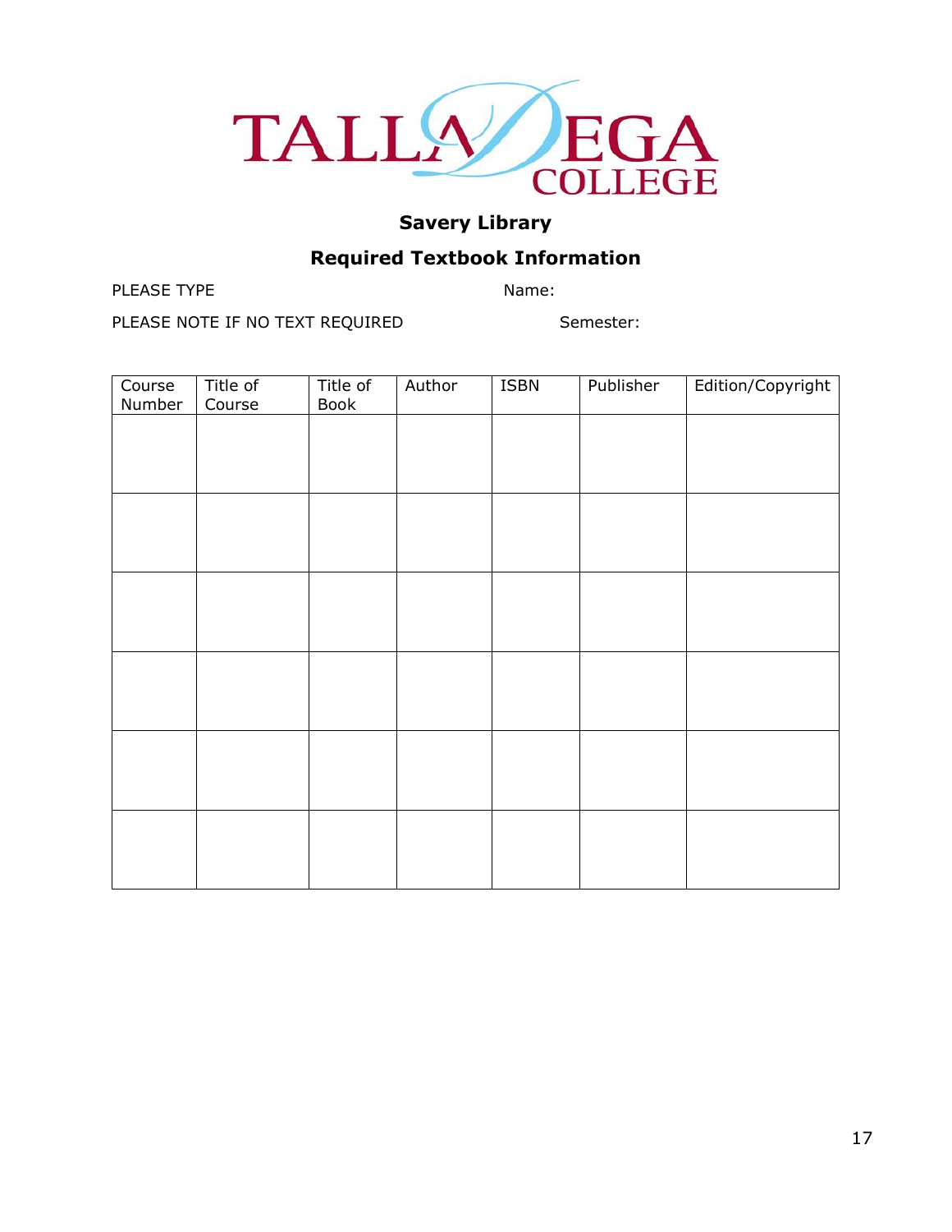TALLADEGA COLLEGE

## Savery Library

## Required Textbook Information

PLEASE TYPE Name:

PLEASE NOTE IF NO TEXT REQUIRED Semester:

| Course Number | Title of Course | Title of Book | Author | ISBN | Publisher | Edition/Copyright |
|---|---|---|---|---|---|---|
| | | | | | | |
| | | | | | | |
| | | | | | | |
| | | | | | | |
| | | | | | | |
| | | | | | | |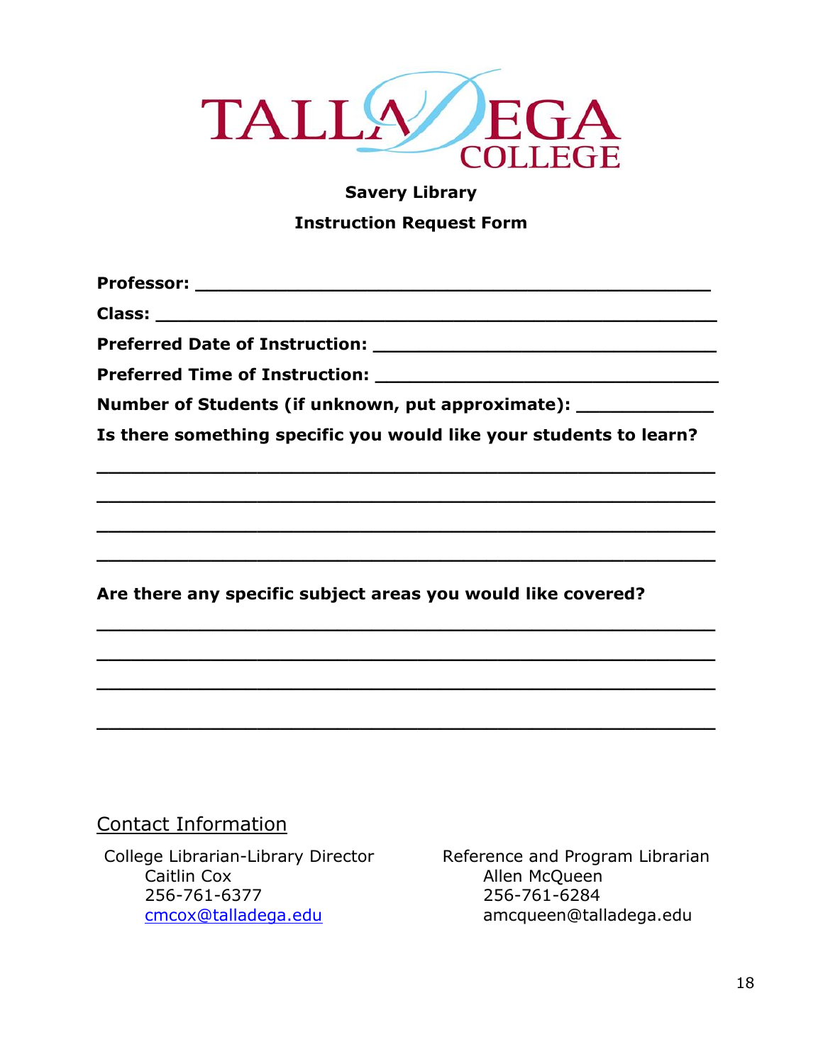TALLADEGA COLLEGE

**Savery Library**

**Instruction Request Form**

**Professor:** ____________________________________________

**Class:** ______________________________________________

**Preferred Date of Instruction:** ___________________________

**Preferred Time of Instruction:** ___________________________

**Number of Students (if unknown, put approximate):** __________

**Is there something specific you would like your students to learn?**

____________________________________________________

____________________________________________________

____________________________________________________

____________________________________________________

**Are there any specific subject areas you would like covered?**

____________________________________________________

____________________________________________________

____________________________________________________

____________________________________________________

Contact Information

College Librarian-Library Director
Caitlin Cox
256-761-6377
cmcox@talladega.edu

Reference and Program Librarian
Allen McQueen
256-761-6284
amcqueen@talladega.edu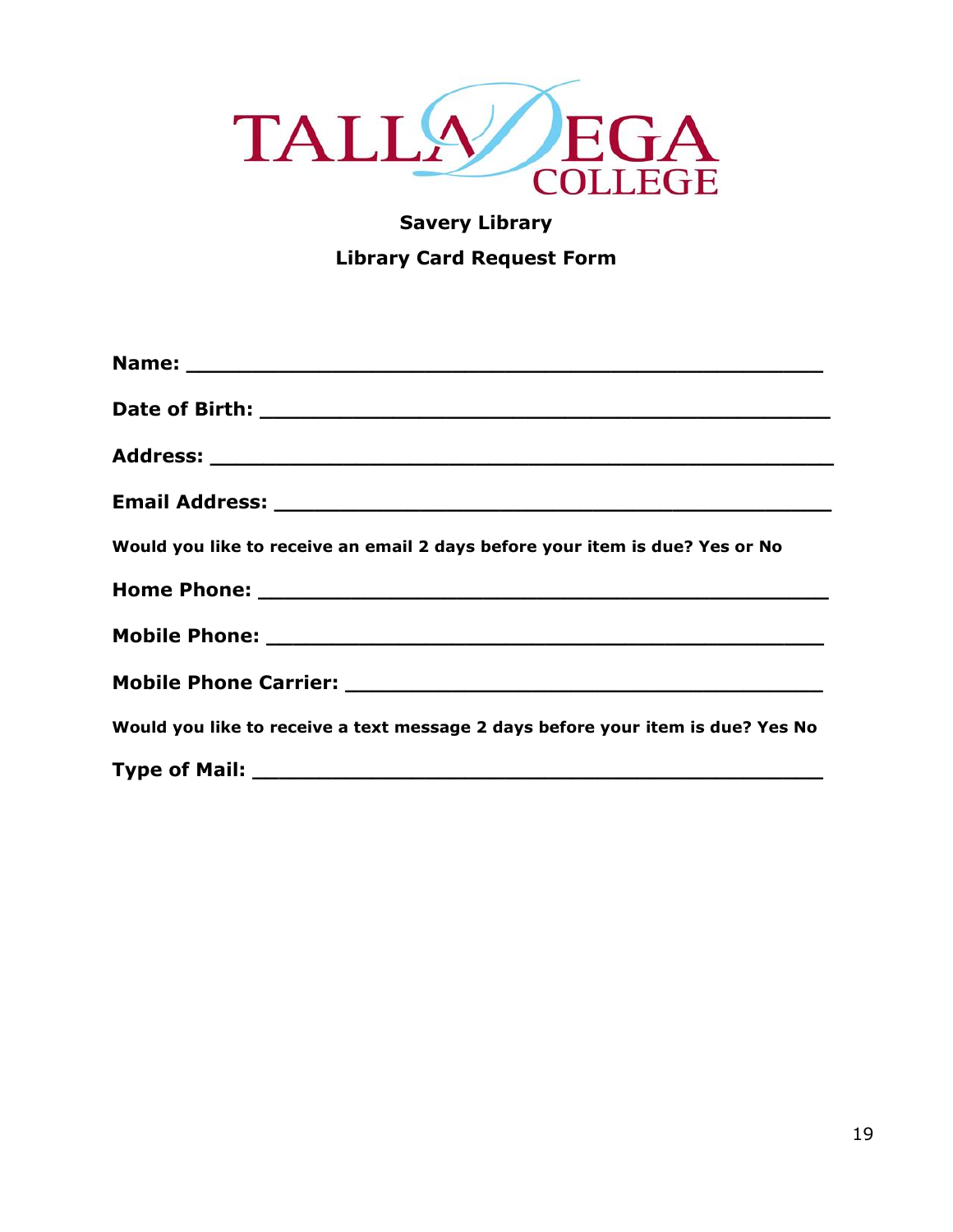TALLADEGA COLLEGE

## Savery Library

## Library Card Request Form

**Name:** ______________________________________________

**Date of Birth:** ________________________________________

**Address:** ____________________________________________

**Email Address:** _______________________________________

**Would you like to receive an email 2 days before your item is due? Yes or No**

**Home Phone:** _________________________________________

**Mobile Phone:** ________________________________________

**Mobile Phone Carrier:** __________________________________

**Would you like to receive a text message 2 days before your item is due? Yes No**

**Type of Mail:** _________________________________________